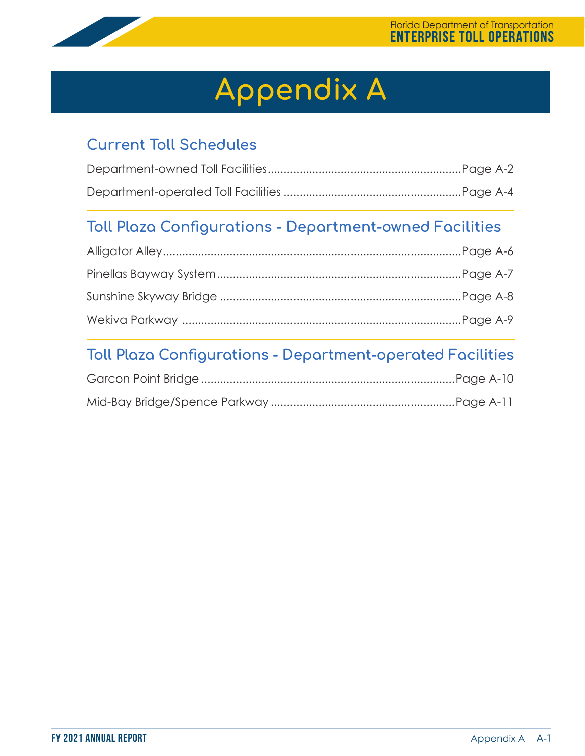# Appendix A

## Current Toll Schedules

Department-owned Toll Facilities....................................................Page A-2

Department-operated Toll Facilities ................................................Page A-4

## Toll Plaza Configurations - Department-owned Facilities

Alligator Alley.........................................................................................Page A-6

Pinellas Bayway System........................................................................Page A-7

Sunshine Skyway Bridge .......................................................................Page A-8

Wekiva Parkway ...................................................................................Page A-9

## Toll Plaza Configurations - Department-operated Facilities

Garcon Point Bridge ............................................................................Page A-10

Mid-Bay Bridge/Spence Parkway ......................................................Page A-11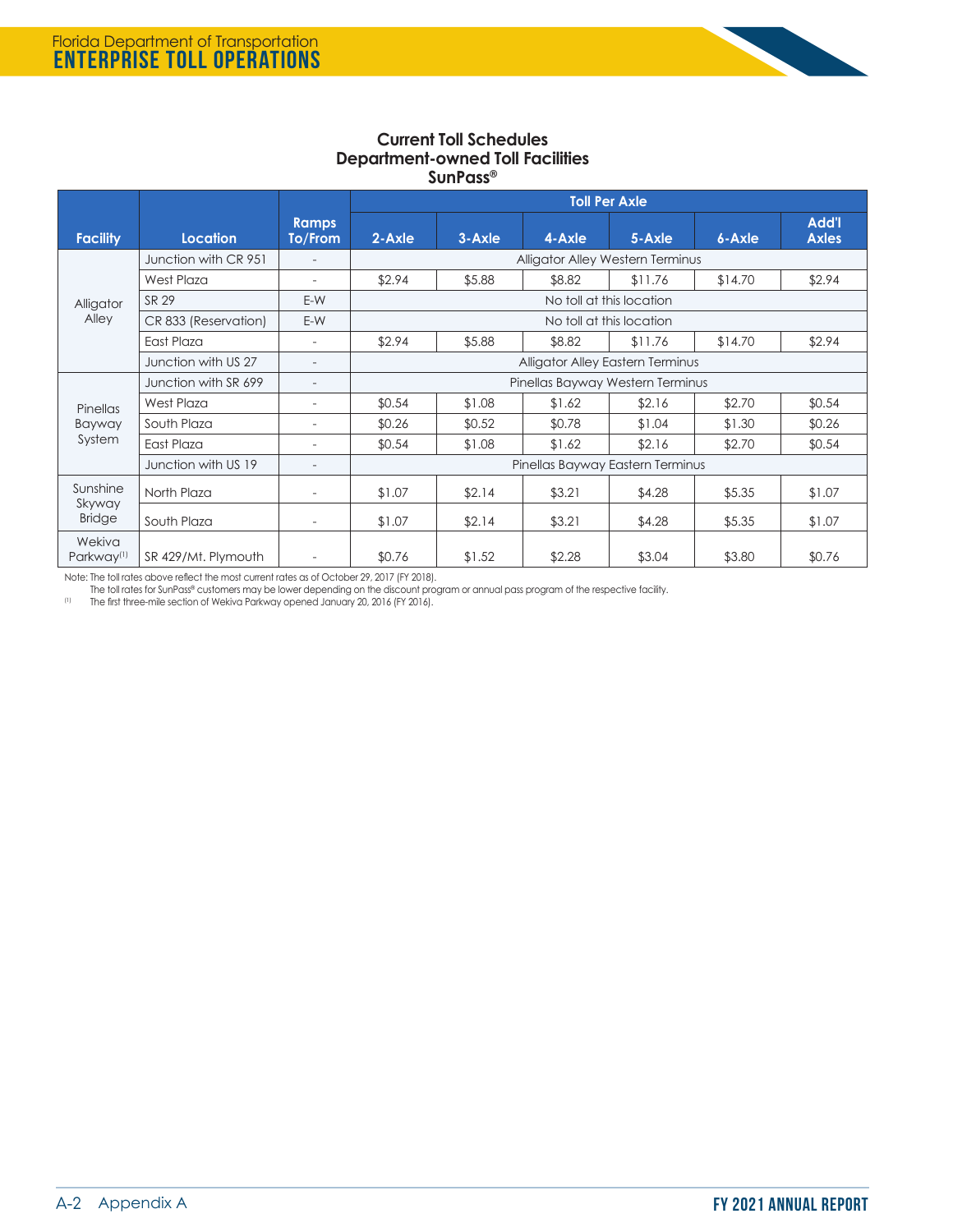## Current Toll Schedules
## Department-owned Toll Facilities
## SunPass®

| Facility | Location | Ramps To/From | Toll Per Axle | | | | | |
|---|---|---|---|---|---|---|---|---|
| | | | 2-Axle | 3-Axle | 4-Axle | 5-Axle | 6-Axle | Add'l Axles |
| Alligator Alley | Junction with CR 951 | - | Alligator Alley Western Terminus | | | | | |
| | West Plaza | - | $2.94 | $5.88 | $8.82 | $11.76 | $14.70 | $2.94 |
| | SR 29 | E-W | No toll at this location | | | | | |
| | CR 833 (Reservation) | E-W | No toll at this location | | | | | |
| | East Plaza | - | $2.94 | $5.88 | $8.82 | $11.76 | $14.70 | $2.94 |
| | Junction with US 27 | - | Alligator Alley Eastern Terminus | | | | | |
| Pinellas Bayway System | Junction with SR 699 | - | Pinellas Bayway Western Terminus | | | | | |
| | West Plaza | - | $0.54 | $1.08 | $1.62 | $2.16 | $2.70 | $0.54 |
| | South Plaza | - | $0.26 | $0.52 | $0.78 | $1.04 | $1.30 | $0.26 |
| | East Plaza | - | $0.54 | $1.08 | $1.62 | $2.16 | $2.70 | $0.54 |
| | Junction with US 19 | - | Pinellas Bayway Eastern Terminus | | | | | |
| Sunshine Skyway Bridge | North Plaza | - | $1.07 | $2.14 | $3.21 | $4.28 | $5.35 | $1.07 |
| | South Plaza | - | $1.07 | $2.14 | $3.21 | $4.28 | $5.35 | $1.07 |
| Wekiva Parkway[1] | SR 429/Mt. Plymouth | - | $0.76 | $1.52 | $2.28 | $3.04 | $3.80 | $0.76 |

Note: The toll rates above reflect the most current rates as of October 29, 2017 (FY 2018).
The toll rates for SunPass® customers may be lower depending on the discount program or annual pass program of the respective facility.

[1] The first three-mile section of Wekiva Parkway opened January 20, 2016 (FY 2016).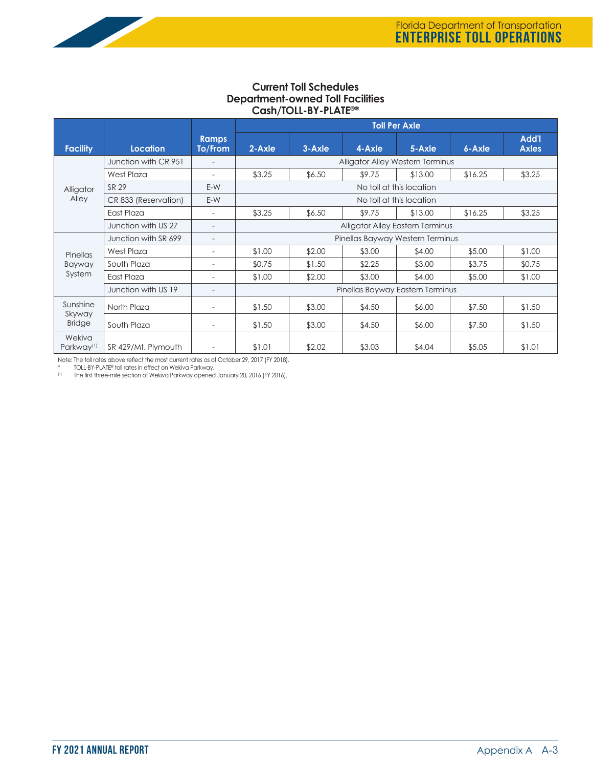# Current Toll Schedules
## Department-owned Toll Facilities
## Cash/TOLL-BY-PLATE®*

| Facility | Location | Ramps To/From | Toll Per Axle | | | | | |
|---|---|---|---|---|---|---|---|---|
| | | | 2-Axle | 3-Axle | 4-Axle | 5-Axle | 6-Axle | Add'l Axles |
| Alligator Alley | Junction with CR 951 | - | Alligator Alley Western Terminus | | | | | |
| | West Plaza | - | $3.25 | $6.50 | $9.75 | $13.00 | $16.25 | $3.25 |
| | SR 29 | E-W | No toll at this location | | | | | |
| | CR 833 (Reservation) | E-W | No toll at this location | | | | | |
| | East Plaza | - | $3.25 | $6.50 | $9.75 | $13.00 | $16.25 | $3.25 |
| | Junction with US 27 | - | Alligator Alley Eastern Terminus | | | | | |
| Pinellas Bayway System | Junction with SR 699 | - | Pinellas Bayway Western Terminus | | | | | |
| | West Plaza | - | $1.00 | $2.00 | $3.00 | $4.00 | $5.00 | $1.00 |
| | South Plaza | - | $0.75 | $1.50 | $2.25 | $3.00 | $3.75 | $0.75 |
| | East Plaza | - | $1.00 | $2.00 | $3.00 | $4.00 | $5.00 | $1.00 |
| | Junction with US 19 | - | Pinellas Bayway Eastern Terminus | | | | | |
| Sunshine Skyway Bridge | North Plaza | - | $1.50 | $3.00 | $4.50 | $6.00 | $7.50 | $1.50 |
| | South Plaza | - | $1.50 | $3.00 | $4.50 | $6.00 | $7.50 | $1.50 |
| Wekiva Parkway[(1)] | SR 429/Mt. Plymouth | - | $1.01 | $2.02 | $3.03 | $4.04 | $5.05 | $1.01 |

Note: The toll rates above reflect the most current rates as of October 29, 2017 (FY 2018).

\* TOLL-BY-PLATE® toll rates in effect on Wekiva Parkway.

(1) The first three-mile section of Wekiva Parkway opened January 20, 2016 (FY 2016).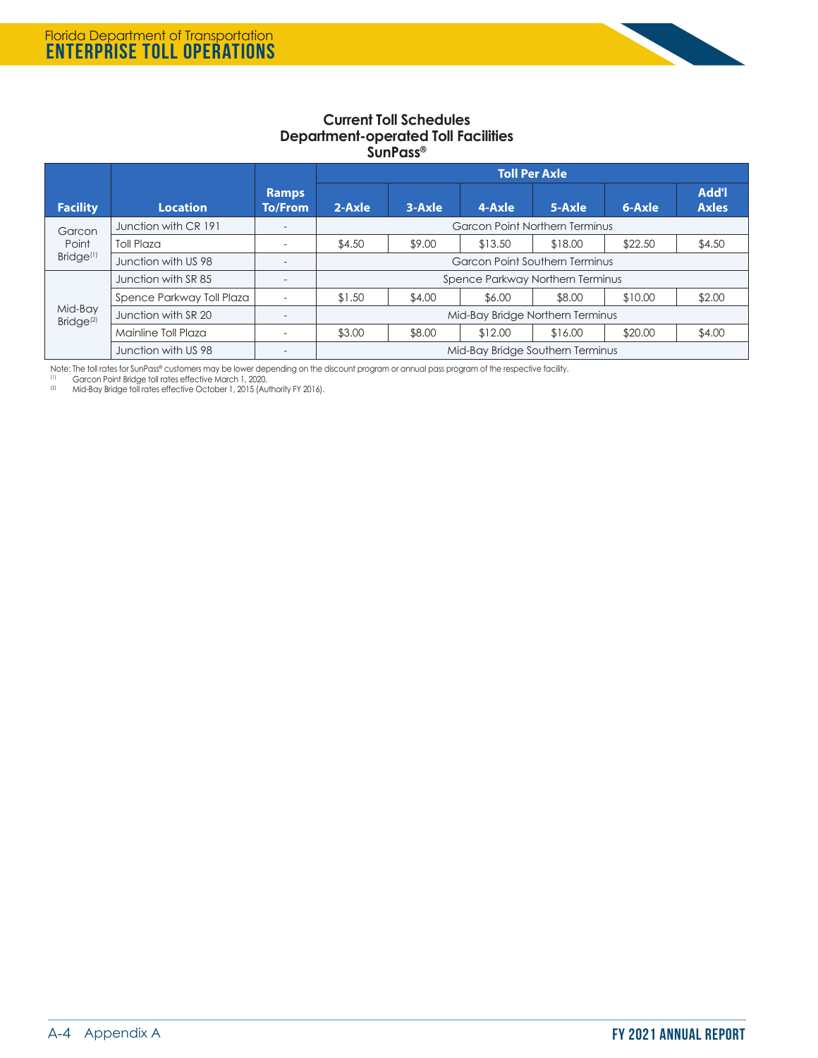## Current Toll Schedules
## Department-operated Toll Facilities
## SunPass®

| Facility | Location | Ramps To/From | Toll Per Axle | | | | | |
|---|---|---|---|---|---|---|---|---|
| | | | 2-Axle | 3-Axle | 4-Axle | 5-Axle | 6-Axle | Add'l Axles |
| Garcon Point Bridge[1] | Junction with CR 191 | - | Garcon Point Northern Terminus | | | | | |
| | Toll Plaza | - | $4.50 | $9.00 | $13.50 | $18.00 | $22.50 | $4.50 |
| | Junction with US 98 | - | Garcon Point Southern Terminus | | | | | |
| Mid-Bay Bridge[2] | Junction with SR 85 | - | Spence Parkway Northern Terminus | | | | | |
| | Spence Parkway Toll Plaza | - | $1.50 | $4.00 | $6.00 | $8.00 | $10.00 | $2.00 |
| | Junction with SR 20 | - | Mid-Bay Bridge Northern Terminus | | | | | |
| | Mainline Toll Plaza | - | $3.00 | $8.00 | $12.00 | $16.00 | $20.00 | $4.00 |
| | Junction with US 98 | - | Mid-Bay Bridge Southern Terminus | | | | | |

Note: The toll rates for SunPass® customers may be lower depending on the discount program or annual pass program of the respective facility.

[1] Garcon Point Bridge toll rates effective March 1, 2020.

[2] Mid-Bay Bridge toll rates effective October 1, 2015 (Authority FY 2016).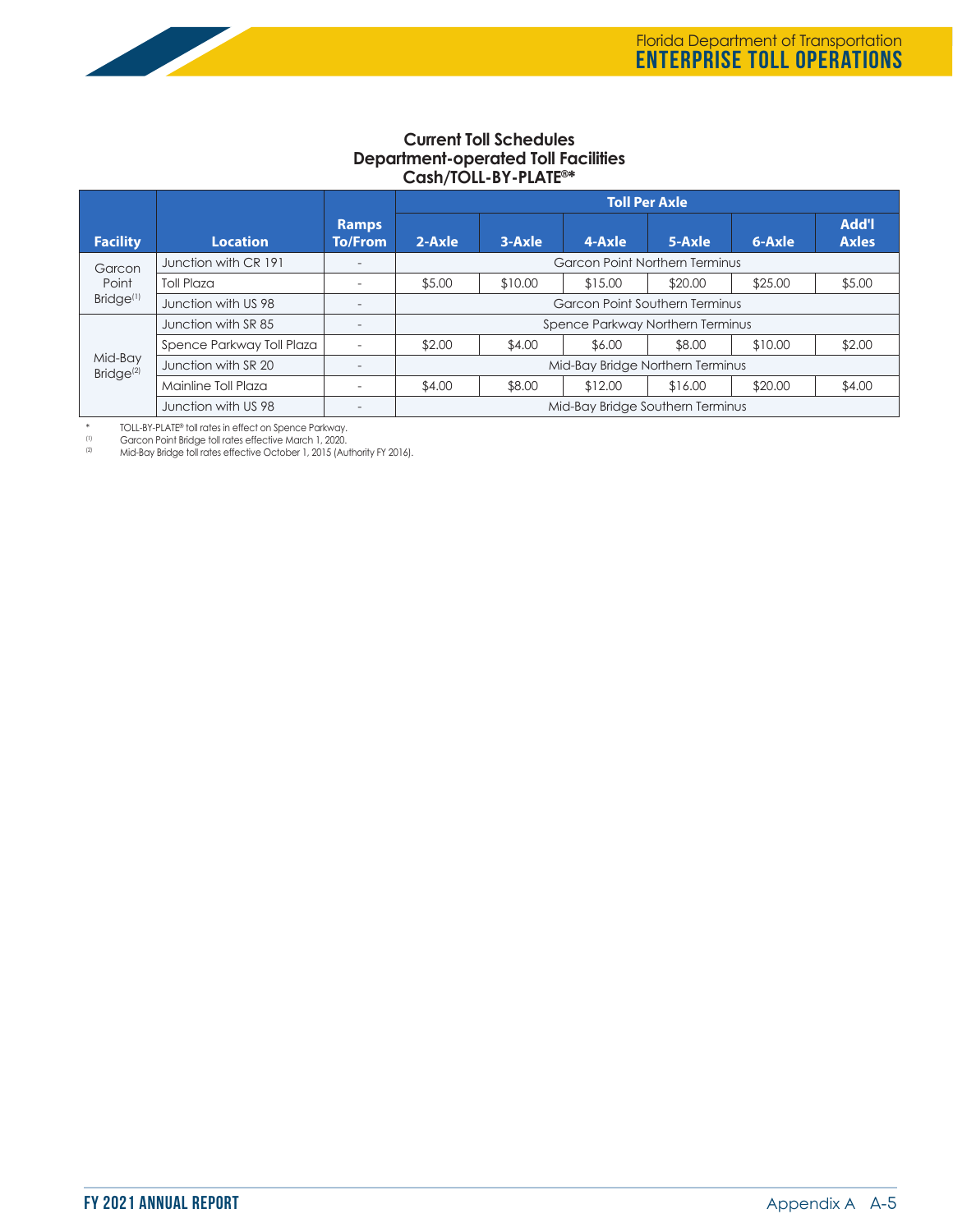## Current Toll Schedules
## Department-operated Toll Facilities
## Cash/TOLL-BY-PLATE®*

| Facility | Location | Ramps To/From | Toll Per Axle | | | | | |
|---|---|---|---|---|---|---|---|---|
| | | | 2-Axle | 3-Axle | 4-Axle | 5-Axle | 6-Axle | Add'l Axles |
| Garcon Point Bridge[1] | Junction with CR 191 | - | Garcon Point Northern Terminus | | | | | |
| | Toll Plaza | - | $5.00 | $10.00 | $15.00 | $20.00 | $25.00 | $5.00 |
| | Junction with US 98 | - | Garcon Point Southern Terminus | | | | | |
| Mid-Bay Bridge[2] | Junction with SR 85 | - | Spence Parkway Northern Terminus | | | | | |
| | Spence Parkway Toll Plaza | - | $2.00 | $4.00 | $6.00 | $8.00 | $10.00 | $2.00 |
| | Junction with SR 20 | - | Mid-Bay Bridge Northern Terminus | | | | | |
| | Mainline Toll Plaza | - | $4.00 | $8.00 | $12.00 | $16.00 | $20.00 | $4.00 |
| | Junction with US 98 | - | Mid-Bay Bridge Southern Terminus | | | | | |

\* TOLL-BY-PLATE® toll rates in effect on Spence Parkway.

[1] Garcon Point Bridge toll rates effective March 1, 2020.

[2] Mid-Bay Bridge toll rates effective October 1, 2015 (Authority FY 2016).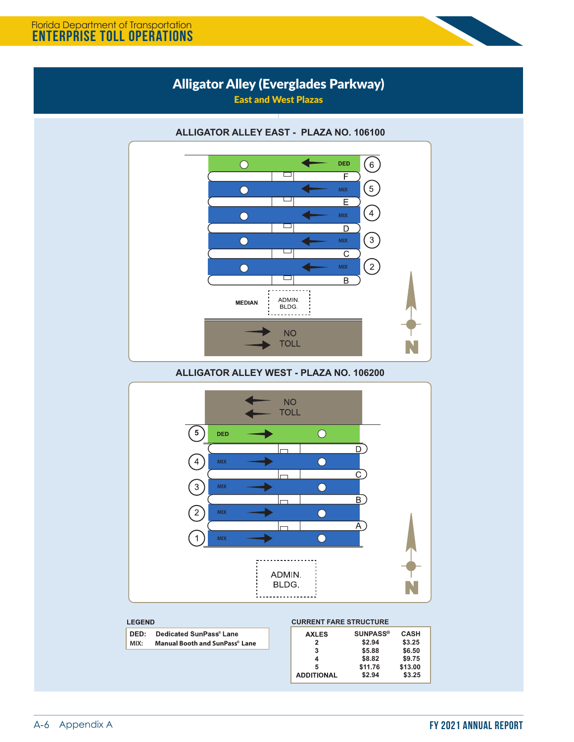# Alligator Alley (Everglades Parkway)

**East and West Plazas**

## ALLIGATOR ALLEY EAST - PLAZA NO. 106100

DED 6
F
MIX 5
E
MIX 4
D
MIX 3
C
MIX 2
B

MEDIAN
ADMIN. BLDG.

NO TOLL

N

## ALLIGATOR ALLEY WEST - PLAZA NO. 106200

NO TOLL

5 DED
D
4 MIX
C
3 MIX
B
2 MIX
A
1 MIX

ADMIN. BLDG.

N

### LEGEND

| | |
|---|---|
| DED: | Dedicated SunPass® Lane |
| MIX: | Manual Booth and SunPass® Lane |

### CURRENT FARE STRUCTURE

| AXLES | SUNPASS® | CASH |
|---|---|---|
| 2 | $2.94 | $3.25 |
| 3 | $5.88 | $6.50 |
| 4 | $8.82 | $9.75 |
| 5 | $11.76 | $13.00 |
| ADDITIONAL | $2.94 | $3.25 |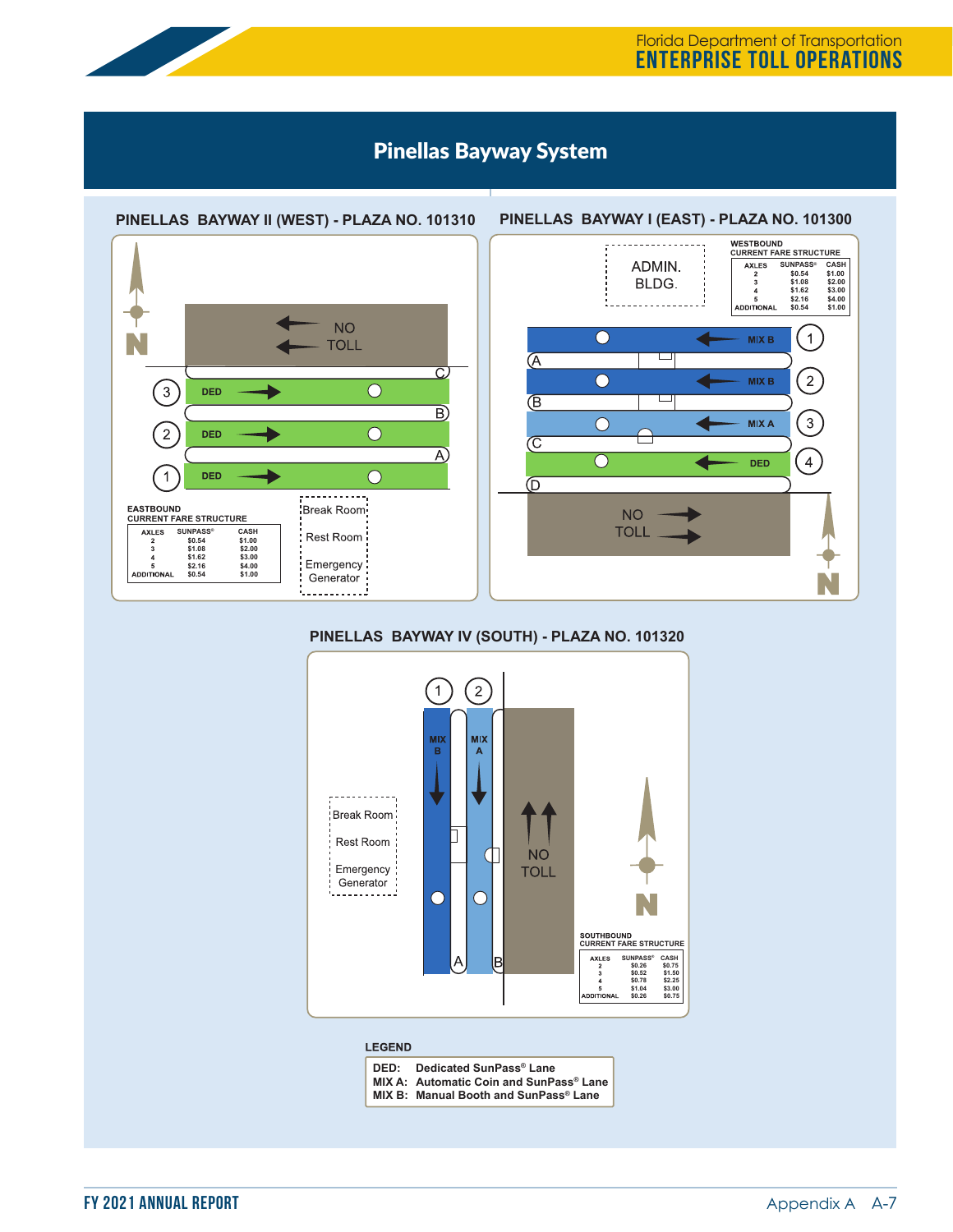# Pinellas Bayway System

## PINELLAS BAYWAY II (WEST) - PLAZA NO. 101310

NO TOLL

Lanes: 3 DED, 2 DED, 1 DED (C, B, A)

Break Room

Rest Room

Emergency Generator

EASTBOUND CURRENT FARE STRUCTURE

| AXLES | SUNPASS® | CASH |
|---|---|---|
| 2 | $0.54 | $1.00 |
| 3 | $1.08 | $2.00 |
| 4 | $1.62 | $3.00 |
| 5 | $2.16 | $4.00 |
| ADDITIONAL | $0.54 | $1.00 |

## PINELLAS BAYWAY I (EAST) - PLAZA NO. 101300

ADMIN. BLDG.

WESTBOUND CURRENT FARE STRUCTURE

| AXLES | SUNPASS® | CASH |
|---|---|---|
| 2 | $0.54 | $1.00 |
| 3 | $1.08 | $2.00 |
| 4 | $1.62 | $3.00 |
| 5 | $2.16 | $4.00 |
| ADDITIONAL | $0.54 | $1.00 |

Lanes: 1 MIX B, 2 MIX B, 3 MIX A, 4 DED (A, B, C, D)

NO TOLL

## PINELLAS BAYWAY IV (SOUTH) - PLAZA NO. 101320

Lanes: 1 MIX B, 2 MIX A (A, B)

NO TOLL

Break Room

Rest Room

Emergency Generator

SOUTHBOUND CURRENT FARE STRUCTURE

| AXLES | SUNPASS® | CASH |
|---|---|---|
| 2 | $0.26 | $0.75 |
| 3 | $0.52 | $1.50 |
| 4 | $0.78 | $2.25 |
| 5 | $1.04 | $3.00 |
| ADDITIONAL | $0.26 | $0.75 |

**LEGEND**

| | |
|---|---|
| DED: | Dedicated SunPass® Lane |
| MIX A: | Automatic Coin and SunPass® Lane |
| MIX B: | Manual Booth and SunPass® Lane |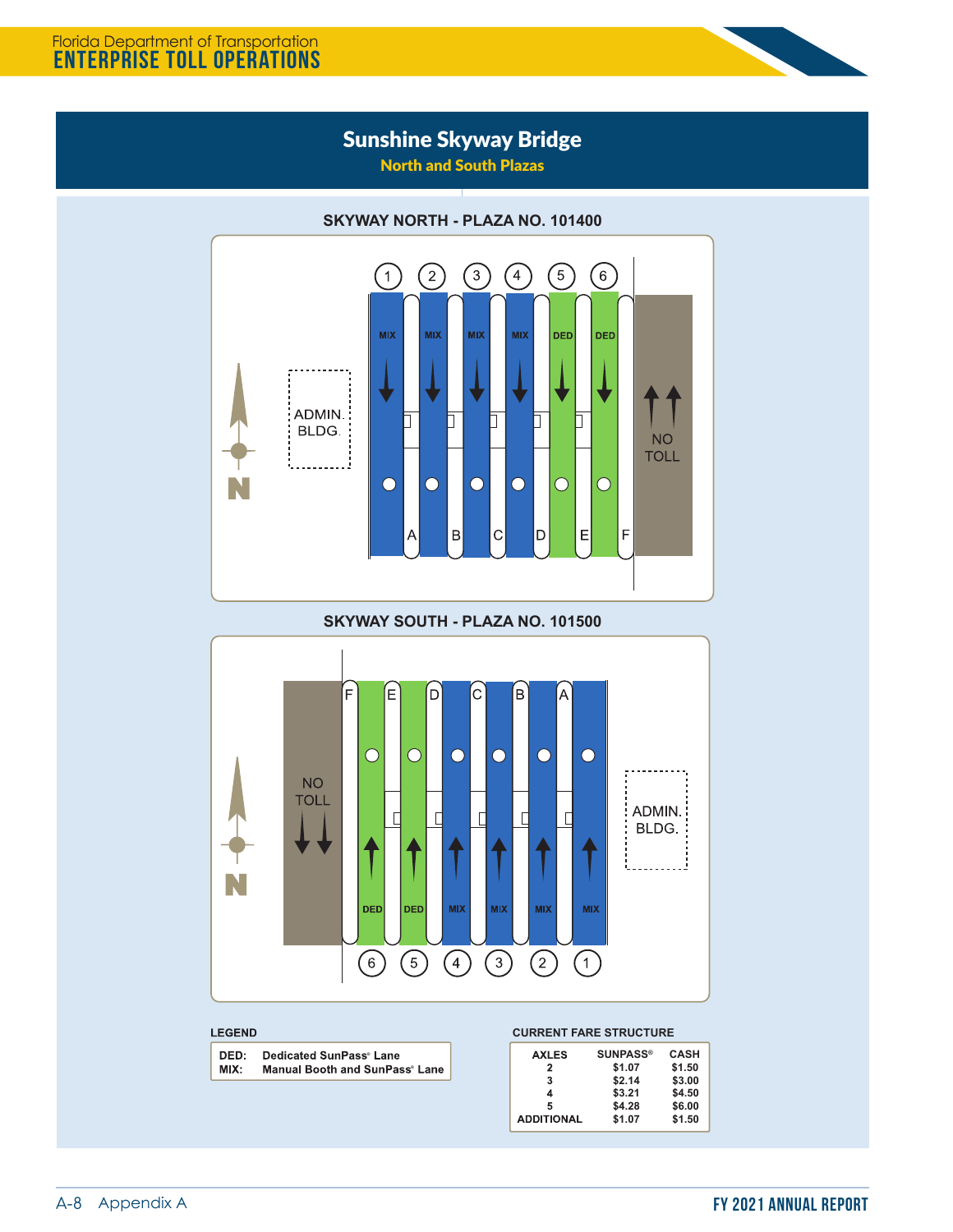# Sunshine Skyway Bridge

## North and South Plazas

### SKYWAY NORTH - PLAZA NO. 101400

ADMIN. BLDG.

| Lane | 1 | 2 | 3 | 4 | 5 | 6 |
|---|---|---|---|---|---|---|
| Type | MIX | MIX | MIX | MIX | DED | DED |

Booths: A, B, C, D, E, F

NO TOLL

N

### SKYWAY SOUTH - PLAZA NO. 101500

NO TOLL

| Lane | 6 | 5 | 4 | 3 | 2 | 1 |
|---|---|---|---|---|---|---|
| Type | DED | DED | MIX | MIX | MIX | MIX |

Booths: F, E, D, C, B, A

ADMIN. BLDG.

N

**LEGEND**

| | |
|---|---|
| DED: | Dedicated SunPass® Lane |
| MIX: | Manual Booth and SunPass® Lane |

**CURRENT FARE STRUCTURE**

| AXLES | SUNPASS® | CASH |
|---|---|---|
| 2 | $1.07 | $1.50 |
| 3 | $2.14 | $3.00 |
| 4 | $3.21 | $4.50 |
| 5 | $4.28 | $6.00 |
| ADDITIONAL | $1.07 | $1.50 |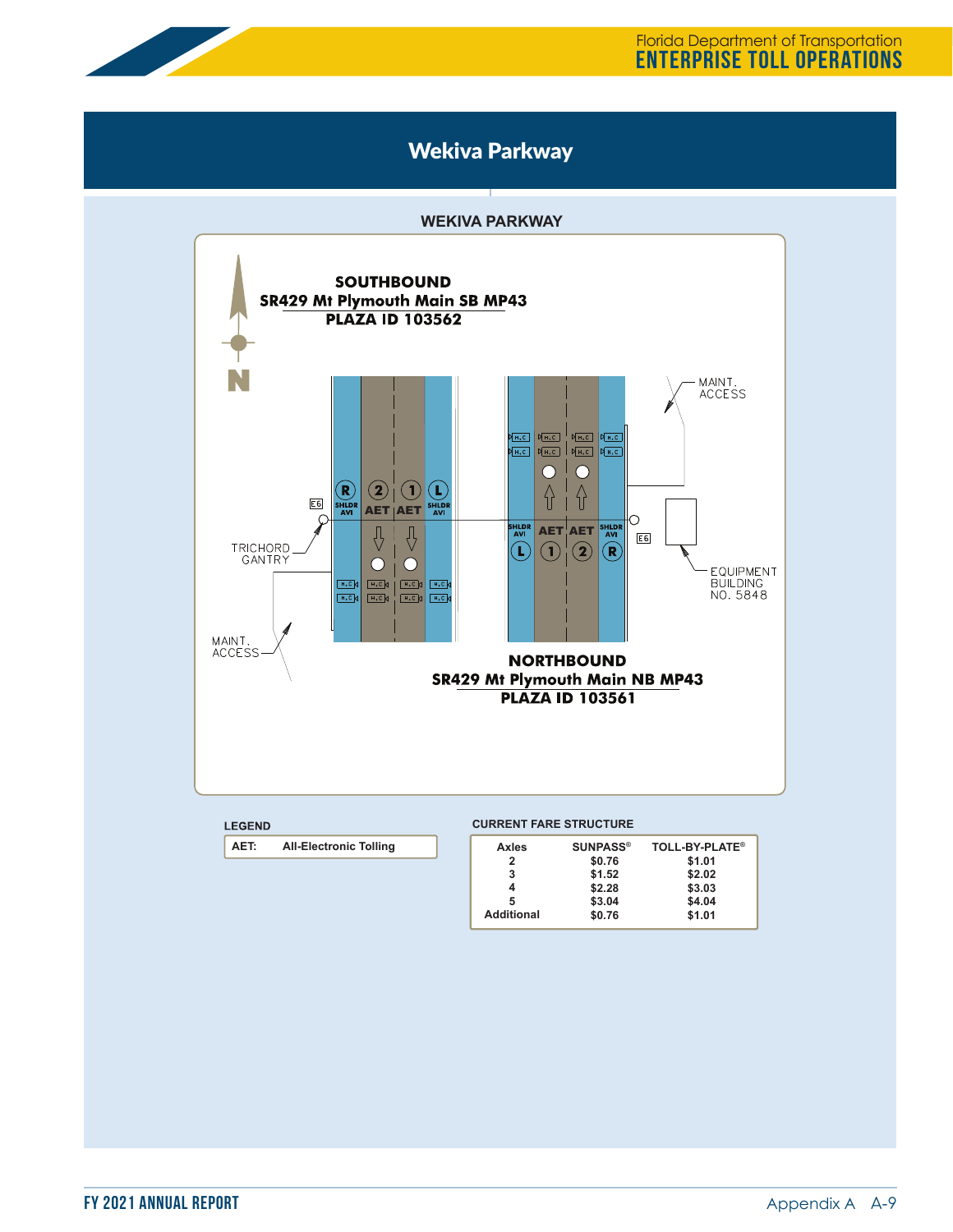# Wekiva Parkway

## WEKIVA PARKWAY

**SOUTHBOUND**
**SR429 Mt Plymouth Main SB MP43**
**PLAZA ID 103562**

R SHLDR AVI | 2 AET | 1 AET | L SHLDR AVI

E6

TRICHORD GANTRY

MAINT. ACCESS

MAINT. ACCESS

L SHLDR AVI | 1 AET | 2 AET | R SHLDR AVI

E6

EQUIPMENT BUILDING NO. 5848

**NORTHBOUND**
**SR429 Mt Plymouth Main NB MP43**
**PLAZA ID 103561**

**LEGEND**

| AET: | All-Electronic Tolling |
|---|---|

**CURRENT FARE STRUCTURE**

| Axles | SUNPASS® | TOLL-BY-PLATE® |
|---|---|---|
| 2 | $0.76 | $1.01 |
| 3 | $1.52 | $2.02 |
| 4 | $2.28 | $3.03 |
| 5 | $3.04 | $4.04 |
| Additional | $0.76 | $1.01 |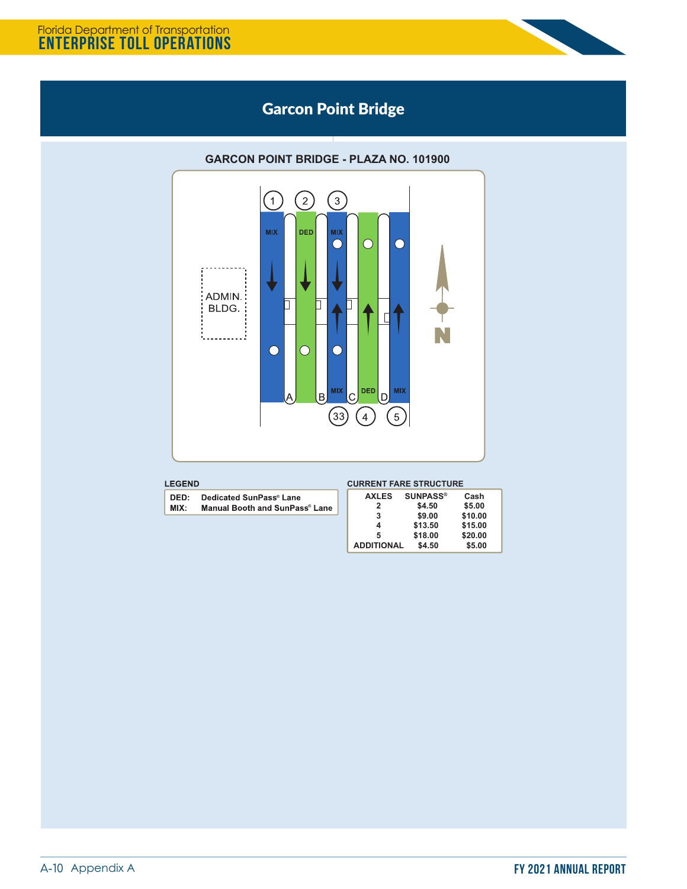# Garcon Point Bridge

## GARCON POINT BRIDGE - PLAZA NO. 101900

ADMIN. BLDG.

1 2 3

MIX DED MIX

A B C D

MIX DED MIX

33 4 5

N

**LEGEND**

| | |
|---|---|
| DED: | Dedicated SunPass® Lane |
| MIX: | Manual Booth and SunPass® Lane |

**CURRENT FARE STRUCTURE**

| AXLES | SUNPASS® | Cash |
|---|---|---|
| 2 | $4.50 | $5.00 |
| 3 | $9.00 | $10.00 |
| 4 | $13.50 | $15.00 |
| 5 | $18.00 | $20.00 |
| ADDITIONAL | $4.50 | $5.00 |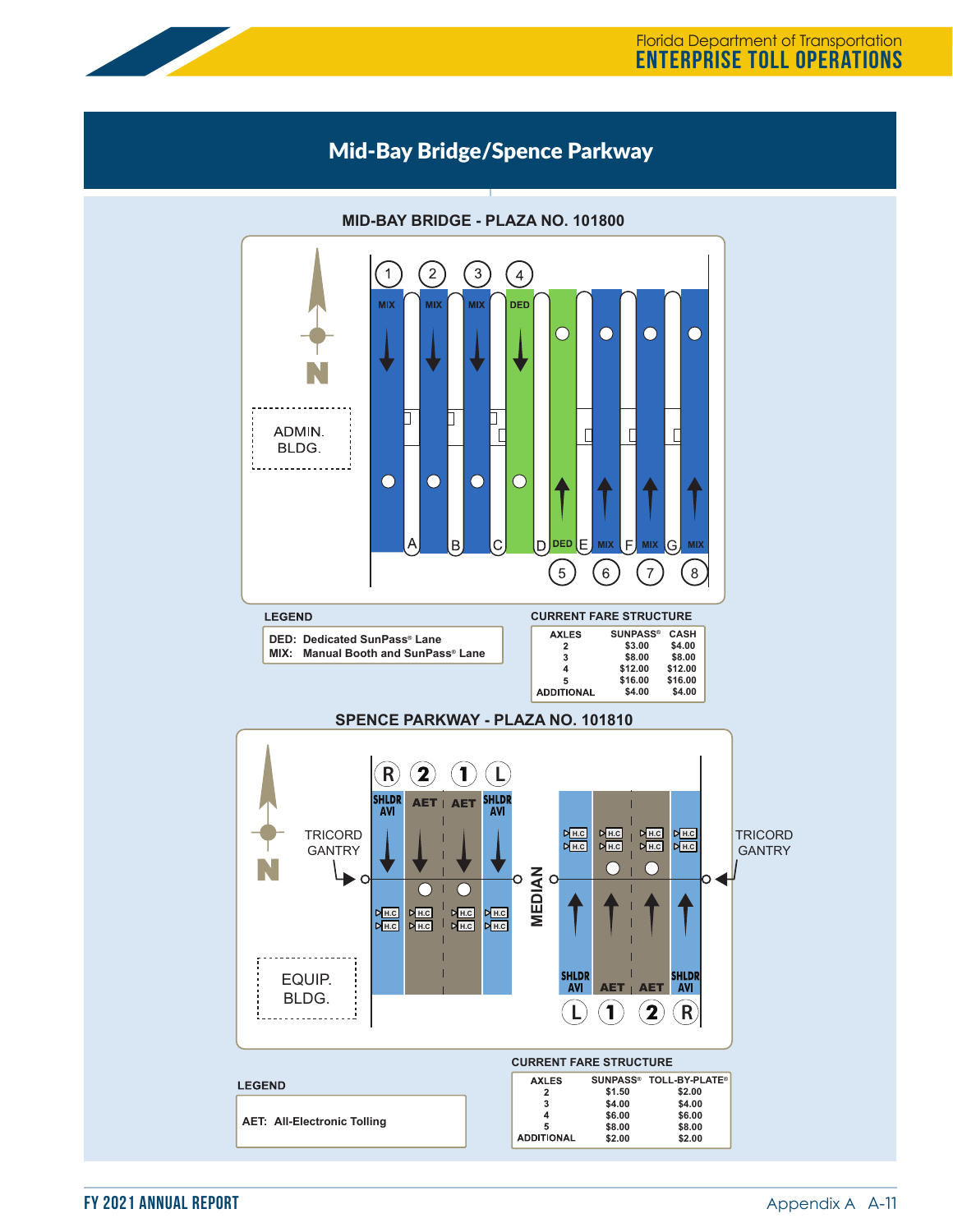## Mid-Bay Bridge/Spence Parkway

### MID-BAY BRIDGE - PLAZA NO. 101800

ADMIN. BLDG.

1 MIX, 2 MIX, 3 MIX, 4 DED, 5 DED, 6 MIX, 7 MIX, 8 MIX

A B C D E F G

N

**LEGEND**

DED: Dedicated SunPass® Lane
MIX: Manual Booth and SunPass® Lane

**CURRENT FARE STRUCTURE**

| AXLES | SUNPASS® | CASH |
|---|---|---|
| 2 | $3.00 | $4.00 |
| 3 | $8.00 | $8.00 |
| 4 | $12.00 | $12.00 |
| 5 | $16.00 | $16.00 |
| ADDITIONAL | $4.00 | $4.00 |

### SPENCE PARKWAY - PLAZA NO. 101810

R SHLDR AVI, 2 AET, 1 AET, L SHLDR AVI

TRICORD GANTRY

MEDIAN

TRICORD GANTRY

L SHLDR AVI, 1 AET, 2 AET, R SHLDR AVI

EQUIP. BLDG.

N

**LEGEND**

AET: All-Electronic Tolling

**CURRENT FARE STRUCTURE**

| AXLES | SUNPASS® | TOLL-BY-PLATE® |
|---|---|---|
| 2 | $1.50 | $2.00 |
| 3 | $4.00 | $4.00 |
| 4 | $6.00 | $6.00 |
| 5 | $8.00 | $8.00 |
| ADDITIONAL | $2.00 | $2.00 |